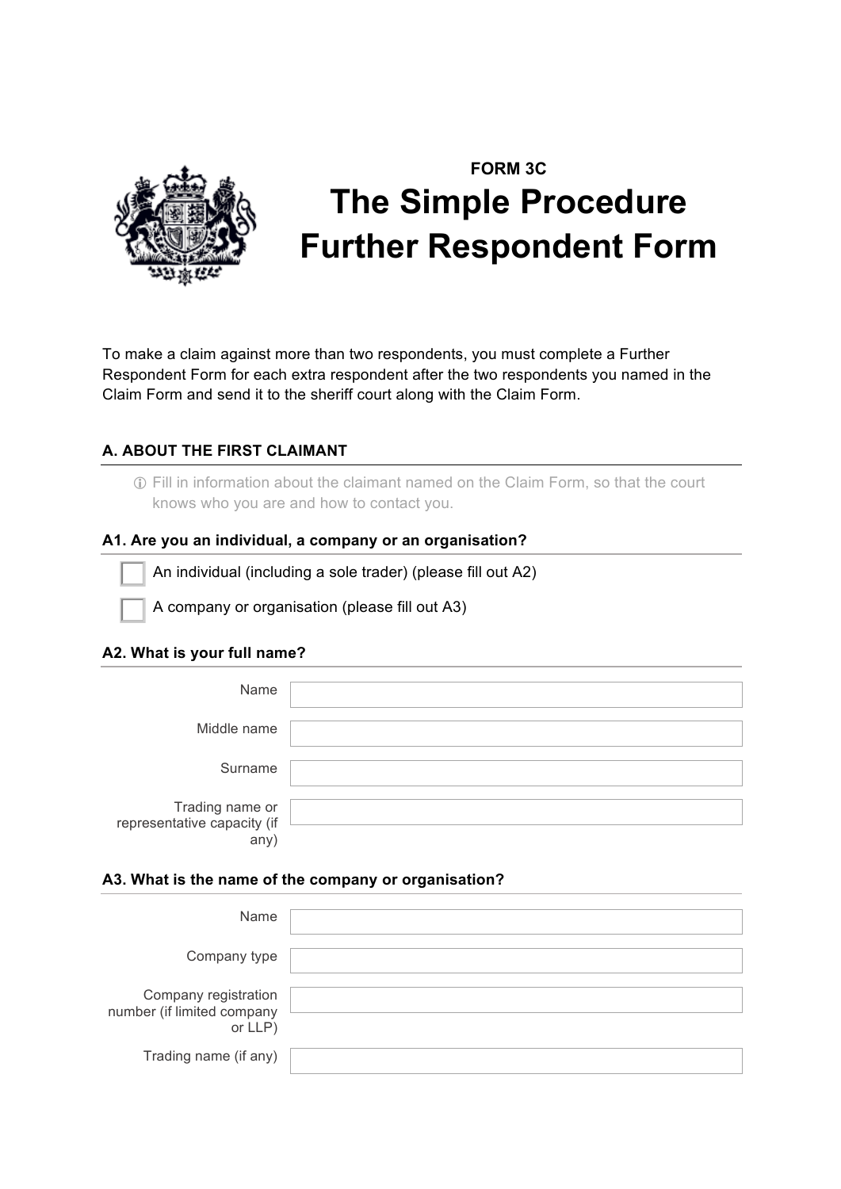FORM 3C

# The Simple Procedure Further Respondent Form

To make a claim against more than two respondents, you must complete a Further Respondent Form for each extra respondent after the two respondents you named in the Claim Form and send it to the sheriff court along with the Claim Form.

## A. ABOUT THE FIRST CLAIMANT

ⓘ Fill in information about the claimant named on the Claim Form, so that the court knows who you are and how to contact you.

### A1. Are you an individual, a company or an organisation?

- [ ] An individual (including a sole trader) (please fill out A2)
- [ ] A company or organisation (please fill out A3)

### A2. What is your full name?

| | |
|---|---|
| Name | |
| Middle name | |
| Surname | |
| Trading name or representative capacity (if any) | |

### A3. What is the name of the company or organisation?

| | |
|---|---|
| Name | |
| Company type | |
| Company registration number (if limited company or LLP) | |
| Trading name (if any) | |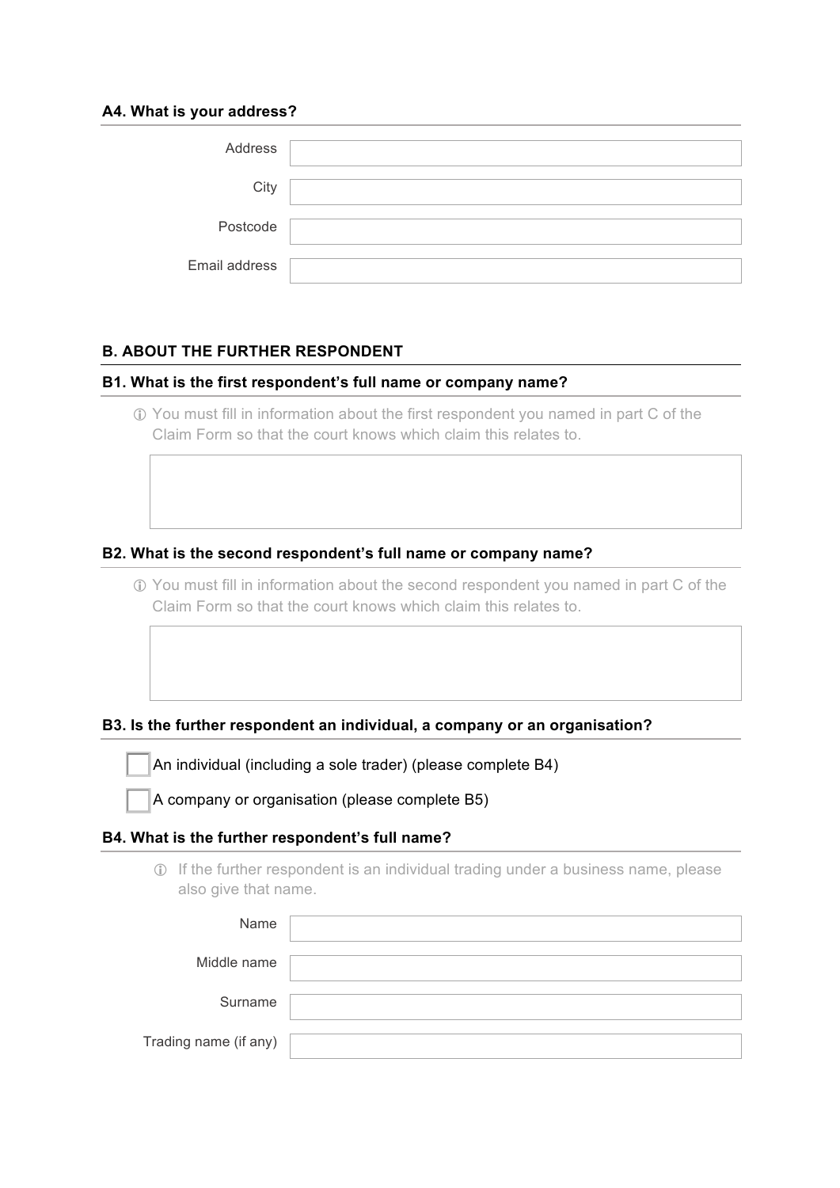#### A4. What is your address?

Address

City

Postcode

Email address

## B. ABOUT THE FURTHER RESPONDENT

#### B1. What is the first respondent's full name or company name?

ⓘ You must fill in information about the first respondent you named in part C of the Claim Form so that the court knows which claim this relates to.

#### B2. What is the second respondent's full name or company name?

ⓘ You must fill in information about the second respondent you named in part C of the Claim Form so that the court knows which claim this relates to.

#### B3. Is the further respondent an individual, a company or an organisation?

- ☐ An individual (including a sole trader) (please complete B4)
- ☐ A company or organisation (please complete B5)

#### B4. What is the further respondent's full name?

ⓘ If the further respondent is an individual trading under a business name, please also give that name.

Name

Middle name

Surname

Trading name (if any)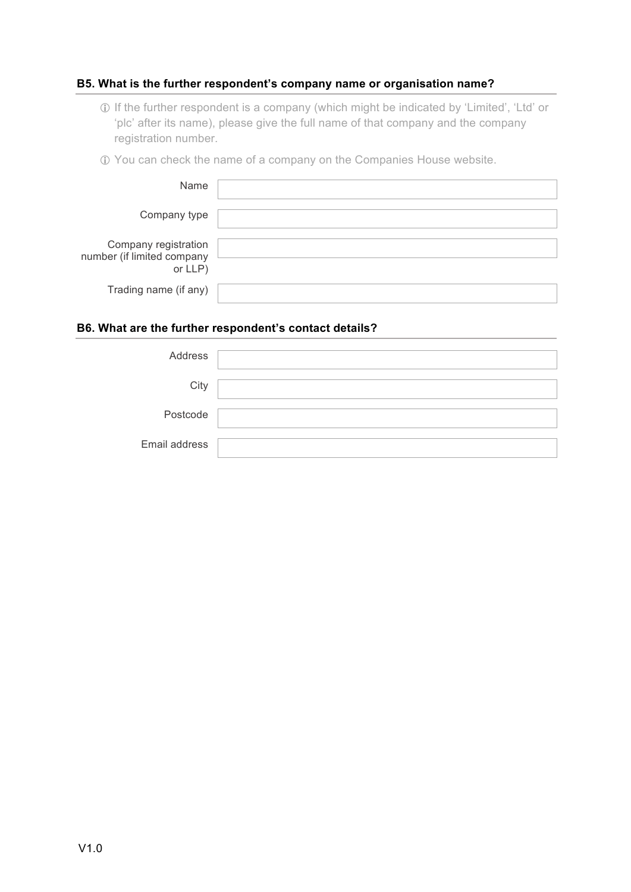### B5. What is the further respondent's company name or organisation name?

ⓘ If the further respondent is a company (which might be indicated by 'Limited', 'Ltd' or 'plc' after its name), please give the full name of that company and the company registration number.

ⓘ You can check the name of a company on the Companies House website.

| | |
|---|---|
| Name | |
| Company type | |
| Company registration number (if limited company or LLP) | |
| Trading name (if any) | |

### B6. What are the further respondent's contact details?

| | |
|---|---|
| Address | |
| City | |
| Postcode | |
| Email address | |

V1.0